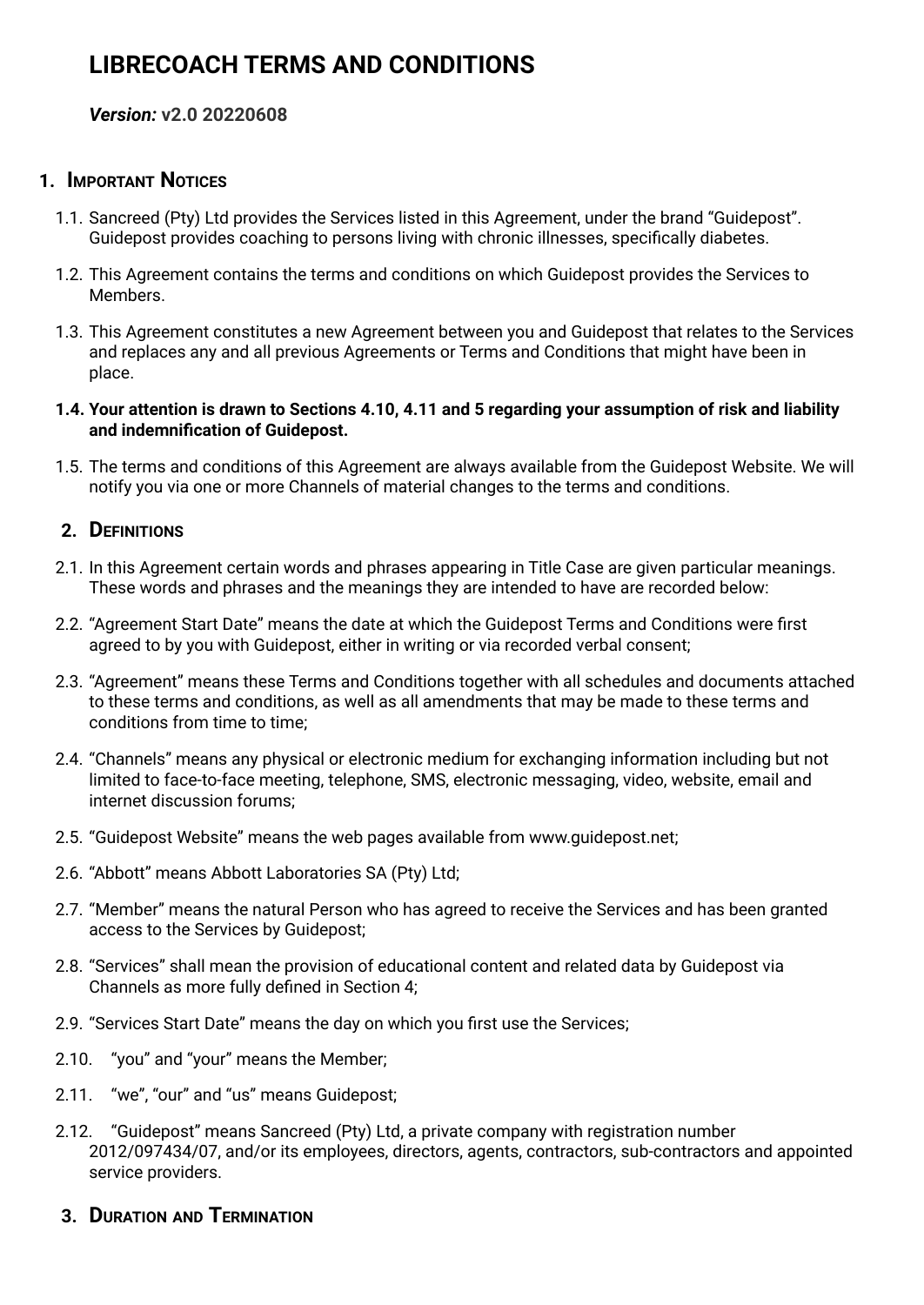# LIBRECOACH TERMS AND CONDITIONS

***Version:*** **v2.0 20220608**

## 1. IMPORTANT NOTICES

1.1. Sancreed (Pty) Ltd provides the Services listed in this Agreement, under the brand "Guidepost". Guidepost provides coaching to persons living with chronic illnesses, specifically diabetes.

1.2. This Agreement contains the terms and conditions on which Guidepost provides the Services to Members.

1.3. This Agreement constitutes a new Agreement between you and Guidepost that relates to the Services and replaces any and all previous Agreements or Terms and Conditions that might have been in place.

**1.4. Your attention is drawn to Sections 4.10, 4.11 and 5 regarding your assumption of risk and liability and indemnification of Guidepost.**

1.5. The terms and conditions of this Agreement are always available from the Guidepost Website. We will notify you via one or more Channels of material changes to the terms and conditions.

## 2. DEFINITIONS

2.1. In this Agreement certain words and phrases appearing in Title Case are given particular meanings. These words and phrases and the meanings they are intended to have are recorded below:

2.2. "Agreement Start Date" means the date at which the Guidepost Terms and Conditions were first agreed to by you with Guidepost, either in writing or via recorded verbal consent;

2.3. "Agreement" means these Terms and Conditions together with all schedules and documents attached to these terms and conditions, as well as all amendments that may be made to these terms and conditions from time to time;

2.4. "Channels" means any physical or electronic medium for exchanging information including but not limited to face-to-face meeting, telephone, SMS, electronic messaging, video, website, email and internet discussion forums;

2.5. "Guidepost Website" means the web pages available from www.guidepost.net;

2.6. "Abbott" means Abbott Laboratories SA (Pty) Ltd;

2.7. "Member" means the natural Person who has agreed to receive the Services and has been granted access to the Services by Guidepost;

2.8. "Services" shall mean the provision of educational content and related data by Guidepost via Channels as more fully defined in Section 4;

2.9. "Services Start Date" means the day on which you first use the Services;

2.10. "you" and "your" means the Member;

2.11. "we", "our" and "us" means Guidepost;

2.12. "Guidepost" means Sancreed (Pty) Ltd, a private company with registration number 2012/097434/07, and/or its employees, directors, agents, contractors, sub-contractors and appointed service providers.

## 3. DURATION AND TERMINATION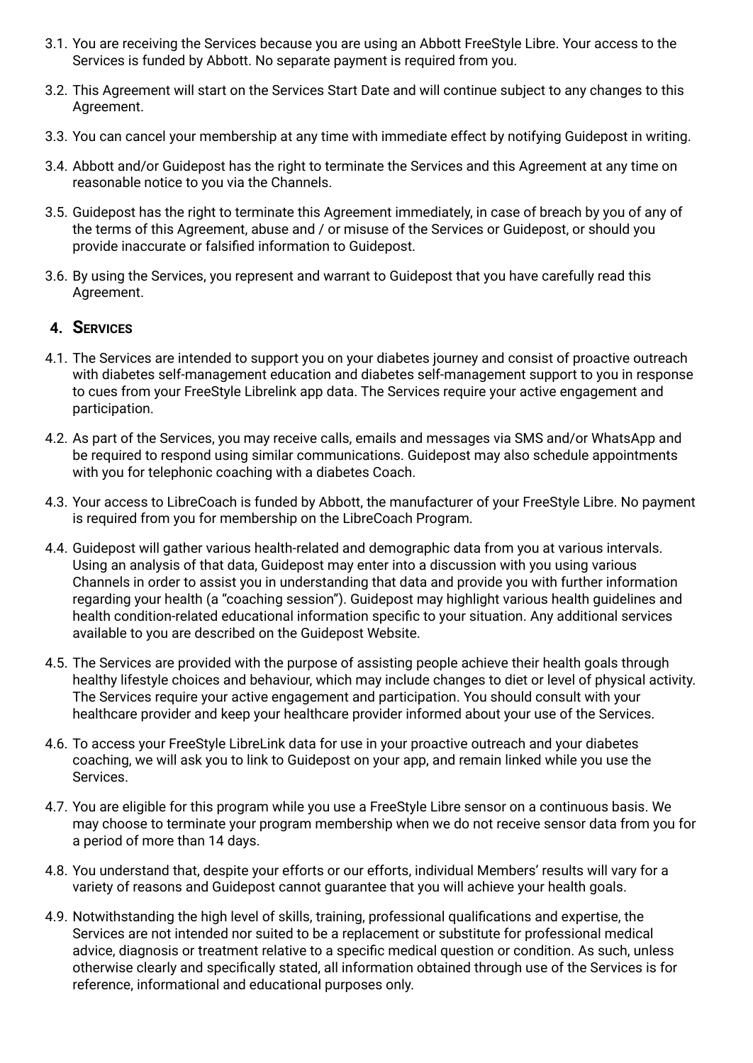3.1. You are receiving the Services because you are using an Abbott FreeStyle Libre. Your access to the Services is funded by Abbott. No separate payment is required from you.

3.2. This Agreement will start on the Services Start Date and will continue subject to any changes to this Agreement.

3.3. You can cancel your membership at any time with immediate effect by notifying Guidepost in writing.

3.4. Abbott and/or Guidepost has the right to terminate the Services and this Agreement at any time on reasonable notice to you via the Channels.

3.5. Guidepost has the right to terminate this Agreement immediately, in case of breach by you of any of the terms of this Agreement, abuse and / or misuse of the Services or Guidepost, or should you provide inaccurate or falsified information to Guidepost.

3.6. By using the Services, you represent and warrant to Guidepost that you have carefully read this Agreement.

## 4. Services

4.1. The Services are intended to support you on your diabetes journey and consist of proactive outreach with diabetes self-management education and diabetes self-management support to you in response to cues from your FreeStyle Librelink app data. The Services require your active engagement and participation.

4.2. As part of the Services, you may receive calls, emails and messages via SMS and/or WhatsApp and be required to respond using similar communications. Guidepost may also schedule appointments with you for telephonic coaching with a diabetes Coach.

4.3. Your access to LibreCoach is funded by Abbott, the manufacturer of your FreeStyle Libre. No payment is required from you for membership on the LibreCoach Program.

4.4. Guidepost will gather various health-related and demographic data from you at various intervals. Using an analysis of that data, Guidepost may enter into a discussion with you using various Channels in order to assist you in understanding that data and provide you with further information regarding your health (a "coaching session"). Guidepost may highlight various health guidelines and health condition-related educational information specific to your situation. Any additional services available to you are described on the Guidepost Website.

4.5. The Services are provided with the purpose of assisting people achieve their health goals through healthy lifestyle choices and behaviour, which may include changes to diet or level of physical activity. The Services require your active engagement and participation. You should consult with your healthcare provider and keep your healthcare provider informed about your use of the Services.

4.6. To access your FreeStyle LibreLink data for use in your proactive outreach and your diabetes coaching, we will ask you to link to Guidepost on your app, and remain linked while you use the Services.

4.7. You are eligible for this program while you use a FreeStyle Libre sensor on a continuous basis. We may choose to terminate your program membership when we do not receive sensor data from you for a period of more than 14 days.

4.8. You understand that, despite your efforts or our efforts, individual Members' results will vary for a variety of reasons and Guidepost cannot guarantee that you will achieve your health goals.

4.9. Notwithstanding the high level of skills, training, professional qualifications and expertise, the Services are not intended nor suited to be a replacement or substitute for professional medical advice, diagnosis or treatment relative to a specific medical question or condition. As such, unless otherwise clearly and specifically stated, all information obtained through use of the Services is for reference, informational and educational purposes only.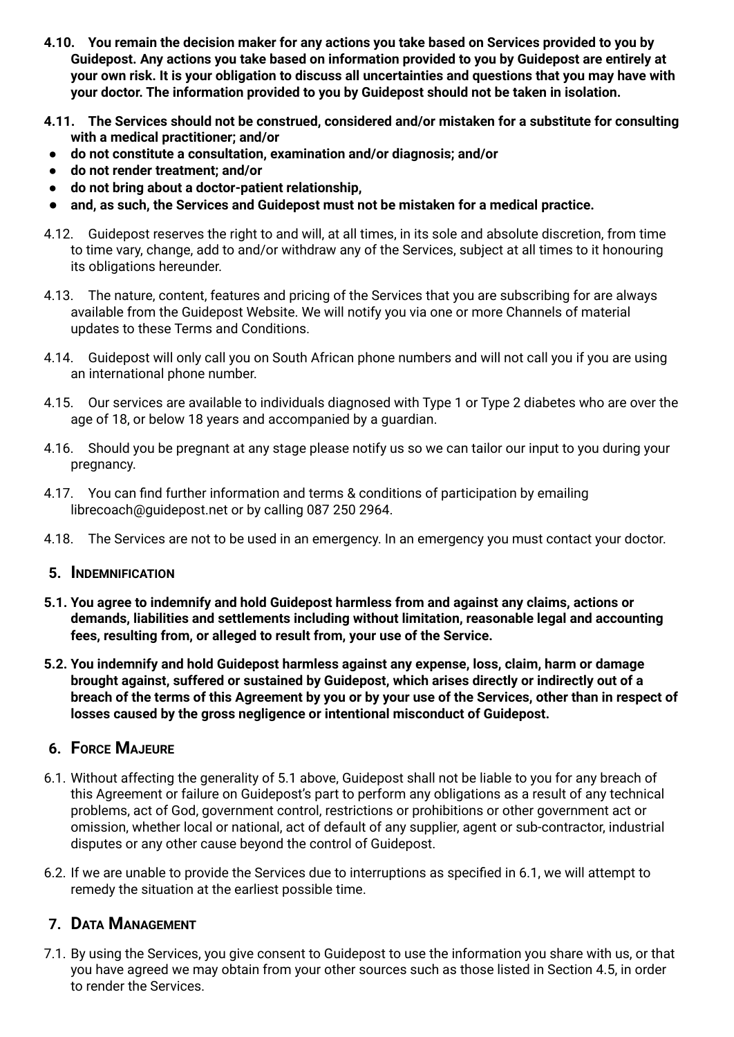**4.10. You remain the decision maker for any actions you take based on Services provided to you by Guidepost. Any actions you take based on information provided to you by Guidepost are entirely at your own risk. It is your obligation to discuss all uncertainties and questions that you may have with your doctor. The information provided to you by Guidepost should not be taken in isolation.**

**4.11. The Services should not be construed, considered and/or mistaken for a substitute for consulting with a medical practitioner; and/or**

- **do not constitute a consultation, examination and/or diagnosis; and/or**
- **do not render treatment; and/or**
- **do not bring about a doctor-patient relationship,**
- **and, as such, the Services and Guidepost must not be mistaken for a medical practice.**

4.12. Guidepost reserves the right to and will, at all times, in its sole and absolute discretion, from time to time vary, change, add to and/or withdraw any of the Services, subject at all times to it honouring its obligations hereunder.

4.13. The nature, content, features and pricing of the Services that you are subscribing for are always available from the Guidepost Website. We will notify you via one or more Channels of material updates to these Terms and Conditions.

4.14. Guidepost will only call you on South African phone numbers and will not call you if you are using an international phone number.

4.15. Our services are available to individuals diagnosed with Type 1 or Type 2 diabetes who are over the age of 18, or below 18 years and accompanied by a guardian.

4.16. Should you be pregnant at any stage please notify us so we can tailor our input to you during your pregnancy.

4.17. You can find further information and terms & conditions of participation by emailing librecoach@guidepost.net or by calling 087 250 2964.

4.18. The Services are not to be used in an emergency. In an emergency you must contact your doctor.

## 5. Indemnification

**5.1. You agree to indemnify and hold Guidepost harmless from and against any claims, actions or demands, liabilities and settlements including without limitation, reasonable legal and accounting fees, resulting from, or alleged to result from, your use of the Service.**

**5.2. You indemnify and hold Guidepost harmless against any expense, loss, claim, harm or damage brought against, suffered or sustained by Guidepost, which arises directly or indirectly out of a breach of the terms of this Agreement by you or by your use of the Services, other than in respect of losses caused by the gross negligence or intentional misconduct of Guidepost.**

## 6. Force Majeure

6.1. Without affecting the generality of 5.1 above, Guidepost shall not be liable to you for any breach of this Agreement or failure on Guidepost's part to perform any obligations as a result of any technical problems, act of God, government control, restrictions or prohibitions or other government act or omission, whether local or national, act of default of any supplier, agent or sub-contractor, industrial disputes or any other cause beyond the control of Guidepost.

6.2. If we are unable to provide the Services due to interruptions as specified in 6.1, we will attempt to remedy the situation at the earliest possible time.

## 7. Data Management

7.1. By using the Services, you give consent to Guidepost to use the information you share with us, or that you have agreed we may obtain from your other sources such as those listed in Section 4.5, in order to render the Services.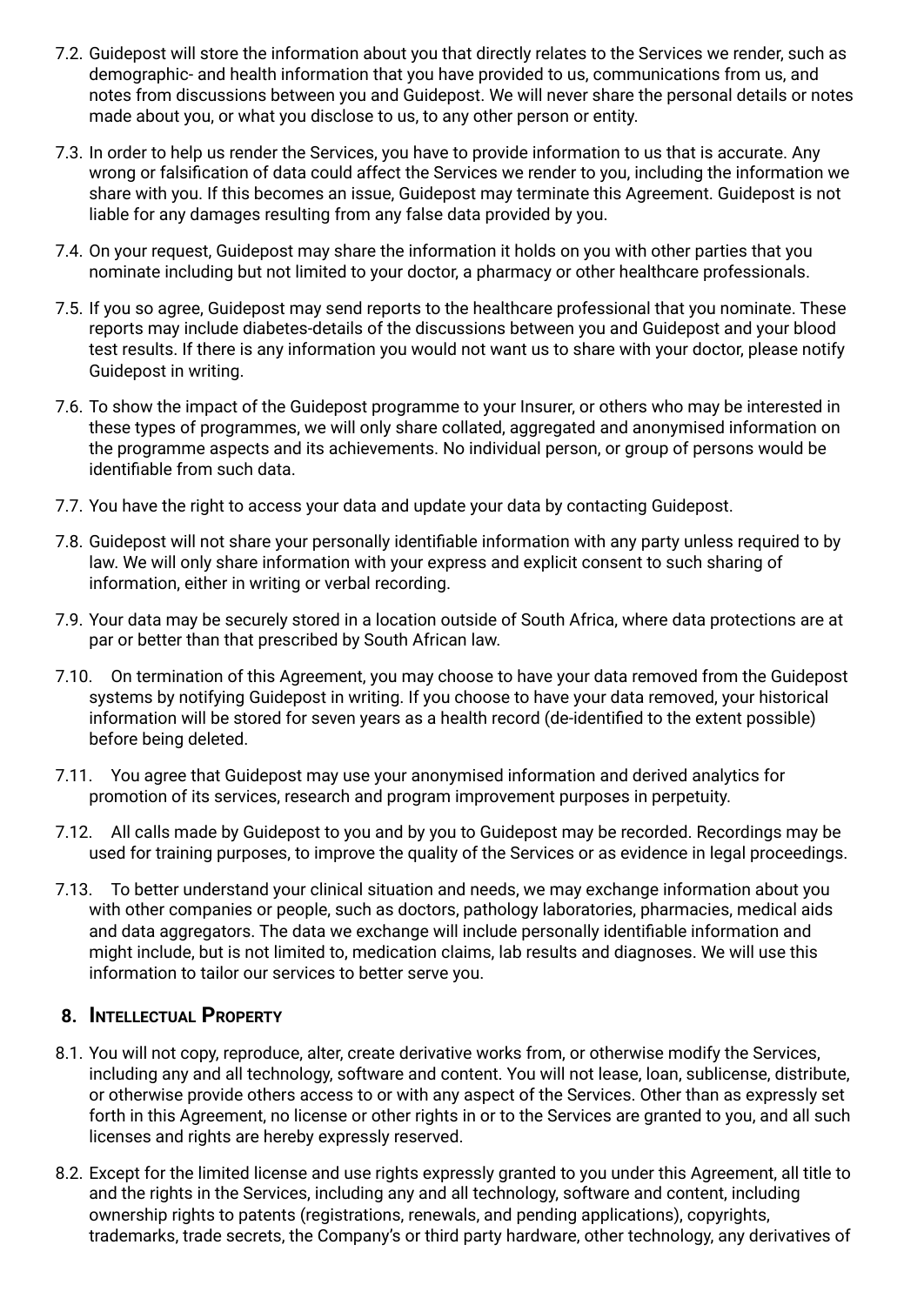7.2. Guidepost will store the information about you that directly relates to the Services we render, such as demographic- and health information that you have provided to us, communications from us, and notes from discussions between you and Guidepost. We will never share the personal details or notes made about you, or what you disclose to us, to any other person or entity.

7.3. In order to help us render the Services, you have to provide information to us that is accurate. Any wrong or falsification of data could affect the Services we render to you, including the information we share with you. If this becomes an issue, Guidepost may terminate this Agreement. Guidepost is not liable for any damages resulting from any false data provided by you.

7.4. On your request, Guidepost may share the information it holds on you with other parties that you nominate including but not limited to your doctor, a pharmacy or other healthcare professionals.

7.5. If you so agree, Guidepost may send reports to the healthcare professional that you nominate. These reports may include diabetes-details of the discussions between you and Guidepost and your blood test results. If there is any information you would not want us to share with your doctor, please notify Guidepost in writing.

7.6. To show the impact of the Guidepost programme to your Insurer, or others who may be interested in these types of programmes, we will only share collated, aggregated and anonymised information on the programme aspects and its achievements. No individual person, or group of persons would be identifiable from such data.

7.7. You have the right to access your data and update your data by contacting Guidepost.

7.8. Guidepost will not share your personally identifiable information with any party unless required to by law. We will only share information with your express and explicit consent to such sharing of information, either in writing or verbal recording.

7.9. Your data may be securely stored in a location outside of South Africa, where data protections are at par or better than that prescribed by South African law.

7.10. On termination of this Agreement, you may choose to have your data removed from the Guidepost systems by notifying Guidepost in writing. If you choose to have your data removed, your historical information will be stored for seven years as a health record (de-identified to the extent possible) before being deleted.

7.11. You agree that Guidepost may use your anonymised information and derived analytics for promotion of its services, research and program improvement purposes in perpetuity.

7.12. All calls made by Guidepost to you and by you to Guidepost may be recorded. Recordings may be used for training purposes, to improve the quality of the Services or as evidence in legal proceedings.

7.13. To better understand your clinical situation and needs, we may exchange information about you with other companies or people, such as doctors, pathology laboratories, pharmacies, medical aids and data aggregators. The data we exchange will include personally identifiable information and might include, but is not limited to, medication claims, lab results and diagnoses. We will use this information to tailor our services to better serve you.

## 8. Intellectual Property

8.1. You will not copy, reproduce, alter, create derivative works from, or otherwise modify the Services, including any and all technology, software and content. You will not lease, loan, sublicense, distribute, or otherwise provide others access to or with any aspect of the Services. Other than as expressly set forth in this Agreement, no license or other rights in or to the Services are granted to you, and all such licenses and rights are hereby expressly reserved.

8.2. Except for the limited license and use rights expressly granted to you under this Agreement, all title to and the rights in the Services, including any and all technology, software and content, including ownership rights to patents (registrations, renewals, and pending applications), copyrights, trademarks, trade secrets, the Company's or third party hardware, other technology, any derivatives of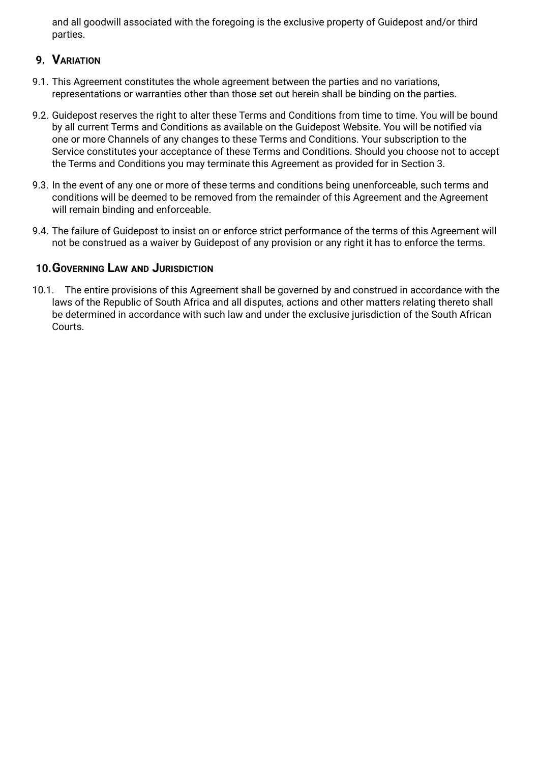and all goodwill associated with the foregoing is the exclusive property of Guidepost and/or third parties.

## 9. Variation

9.1. This Agreement constitutes the whole agreement between the parties and no variations, representations or warranties other than those set out herein shall be binding on the parties.

9.2. Guidepost reserves the right to alter these Terms and Conditions from time to time. You will be bound by all current Terms and Conditions as available on the Guidepost Website. You will be notified via one or more Channels of any changes to these Terms and Conditions. Your subscription to the Service constitutes your acceptance of these Terms and Conditions. Should you choose not to accept the Terms and Conditions you may terminate this Agreement as provided for in Section 3.

9.3. In the event of any one or more of these terms and conditions being unenforceable, such terms and conditions will be deemed to be removed from the remainder of this Agreement and the Agreement will remain binding and enforceable.

9.4. The failure of Guidepost to insist on or enforce strict performance of the terms of this Agreement will not be construed as a waiver by Guidepost of any provision or any right it has to enforce the terms.

## 10. Governing Law and Jurisdiction

10.1. The entire provisions of this Agreement shall be governed by and construed in accordance with the laws of the Republic of South Africa and all disputes, actions and other matters relating thereto shall be determined in accordance with such law and under the exclusive jurisdiction of the South African Courts.